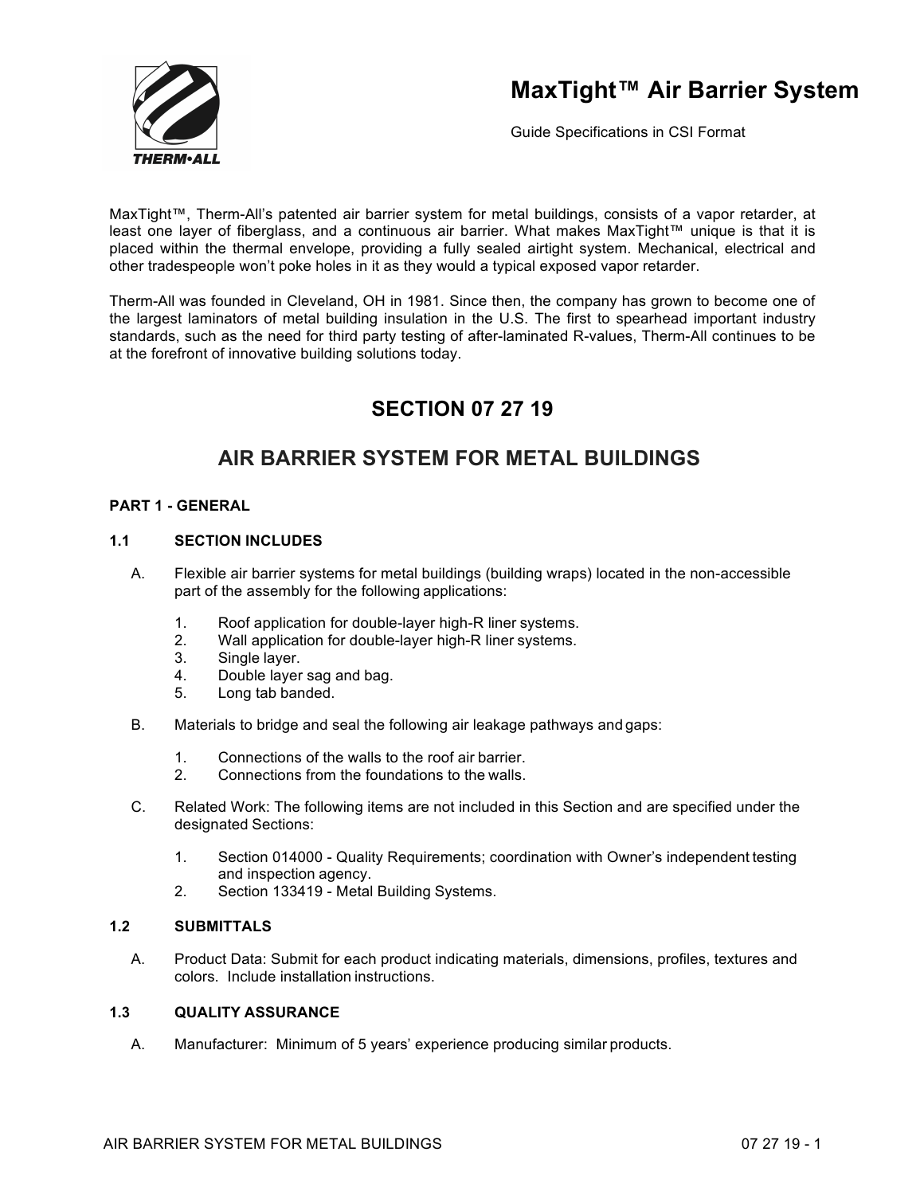# MaxTight™ Air Barrier System

Guide Specifications in CSI Format

MaxTight™, Therm-All's patented air barrier system for metal buildings, consists of a vapor retarder, at least one layer of fiberglass, and a continuous air barrier. What makes MaxTight™ unique is that it is placed within the thermal envelope, providing a fully sealed airtight system. Mechanical, electrical and other tradespeople won't poke holes in it as they would a typical exposed vapor retarder.

Therm-All was founded in Cleveland, OH in 1981. Since then, the company has grown to become one of the largest laminators of metal building insulation in the U.S. The first to spearhead important industry standards, such as the need for third party testing of after-laminated R-values, Therm-All continues to be at the forefront of innovative building solutions today.

## SECTION 07 27 19

## AIR BARRIER SYSTEM FOR METAL BUILDINGS

### PART 1 - GENERAL

#### 1.1 SECTION INCLUDES

A. Flexible air barrier systems for metal buildings (building wraps) located in the non-accessible part of the assembly for the following applications:

1. Roof application for double-layer high-R liner systems.
2. Wall application for double-layer high-R liner systems.
3. Single layer.
4. Double layer sag and bag.
5. Long tab banded.

B. Materials to bridge and seal the following air leakage pathways and gaps:

1. Connections of the walls to the roof air barrier.
2. Connections from the foundations to the walls.

C. Related Work: The following items are not included in this Section and are specified under the designated Sections:

1. Section 014000 - Quality Requirements; coordination with Owner's independent testing and inspection agency.
2. Section 133419 - Metal Building Systems.

#### 1.2 SUBMITTALS

A. Product Data: Submit for each product indicating materials, dimensions, profiles, textures and colors. Include installation instructions.

#### 1.3 QUALITY ASSURANCE

A. Manufacturer: Minimum of 5 years' experience producing similar products.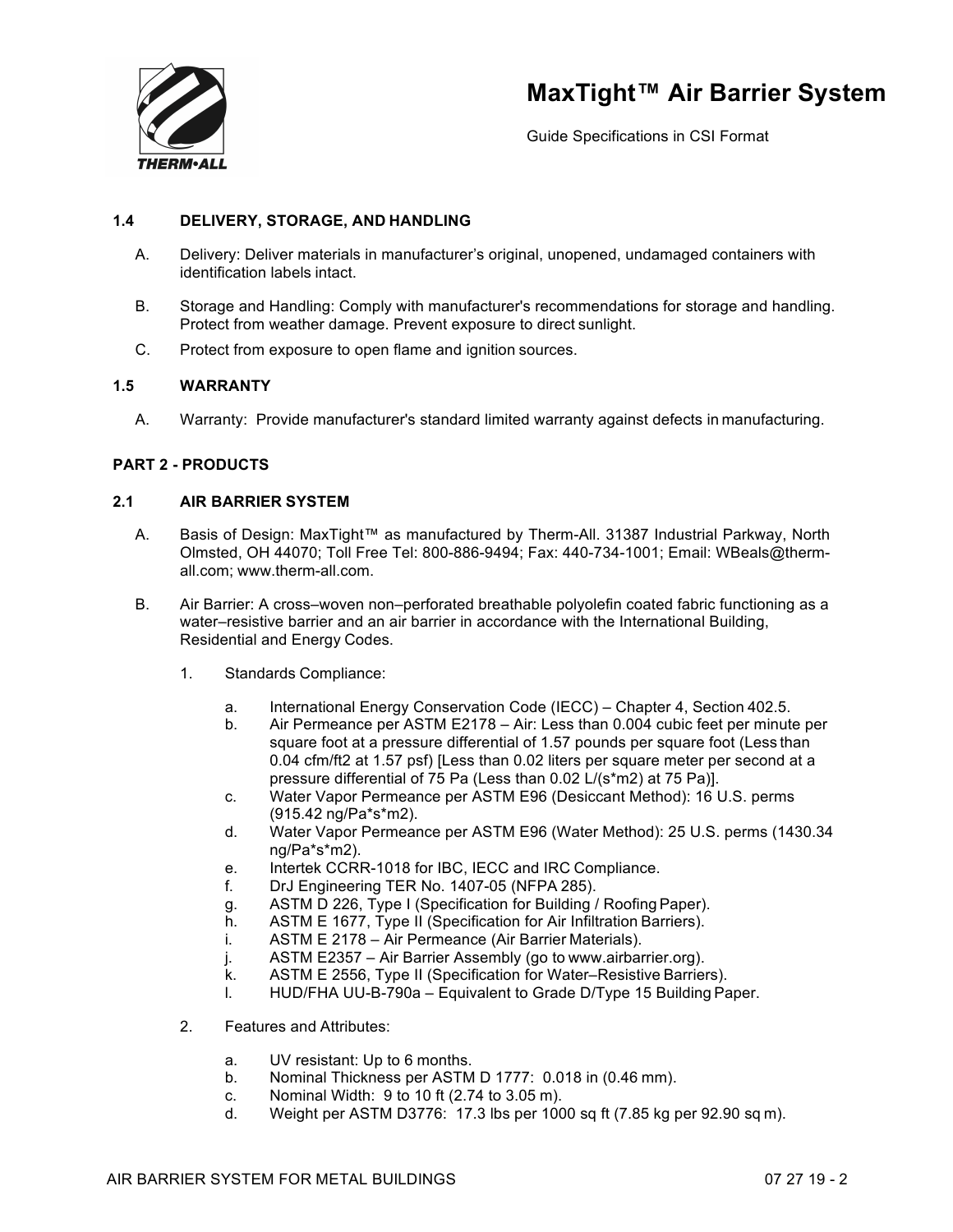### 1.4 DELIVERY, STORAGE, AND HANDLING

A. Delivery: Deliver materials in manufacturer's original, unopened, undamaged containers with identification labels intact.

B. Storage and Handling: Comply with manufacturer's recommendations for storage and handling. Protect from weather damage. Prevent exposure to direct sunlight.

C. Protect from exposure to open flame and ignition sources.

### 1.5 WARRANTY

A. Warranty: Provide manufacturer's standard limited warranty against defects in manufacturing.

## PART 2 - PRODUCTS

### 2.1 AIR BARRIER SYSTEM

A. Basis of Design: MaxTight™ as manufactured by Therm-All. 31387 Industrial Parkway, North Olmsted, OH 44070; Toll Free Tel: 800-886-9494; Fax: 440-734-1001; Email: WBeals@therm-all.com; www.therm-all.com.

B. Air Barrier: A cross–woven non–perforated breathable polyolefin coated fabric functioning as a water–resistive barrier and an air barrier in accordance with the International Building, Residential and Energy Codes.

1. Standards Compliance:
    a. International Energy Conservation Code (IECC) – Chapter 4, Section 402.5.
    b. Air Permeance per ASTM E2178 – Air: Less than 0.004 cubic feet per minute per square foot at a pressure differential of 1.57 pounds per square foot (Less than 0.04 cfm/ft2 at 1.57 psf) [Less than 0.02 liters per square meter per second at a pressure differential of 75 Pa (Less than 0.02 L/(s*m2) at 75 Pa)].
    c. Water Vapor Permeance per ASTM E96 (Desiccant Method): 16 U.S. perms (915.42 ng/Pa*s*m2).
    d. Water Vapor Permeance per ASTM E96 (Water Method): 25 U.S. perms (1430.34 ng/Pa*s*m2).
    e. Intertek CCRR-1018 for IBC, IECC and IRC Compliance.
    f. DrJ Engineering TER No. 1407-05 (NFPA 285).
    g. ASTM D 226, Type I (Specification for Building / Roofing Paper).
    h. ASTM E 1677, Type II (Specification for Air Infiltration Barriers).
    i. ASTM E 2178 – Air Permeance (Air Barrier Materials).
    j. ASTM E2357 – Air Barrier Assembly (go to www.airbarrier.org).
    k. ASTM E 2556, Type II (Specification for Water–Resistive Barriers).
    l. HUD/FHA UU-B-790a – Equivalent to Grade D/Type 15 Building Paper.

2. Features and Attributes:
    a. UV resistant: Up to 6 months.
    b. Nominal Thickness per ASTM D 1777: 0.018 in (0.46 mm).
    c. Nominal Width: 9 to 10 ft (2.74 to 3.05 m).
    d. Weight per ASTM D3776: 17.3 lbs per 1000 sq ft (7.85 kg per 92.90 sq m).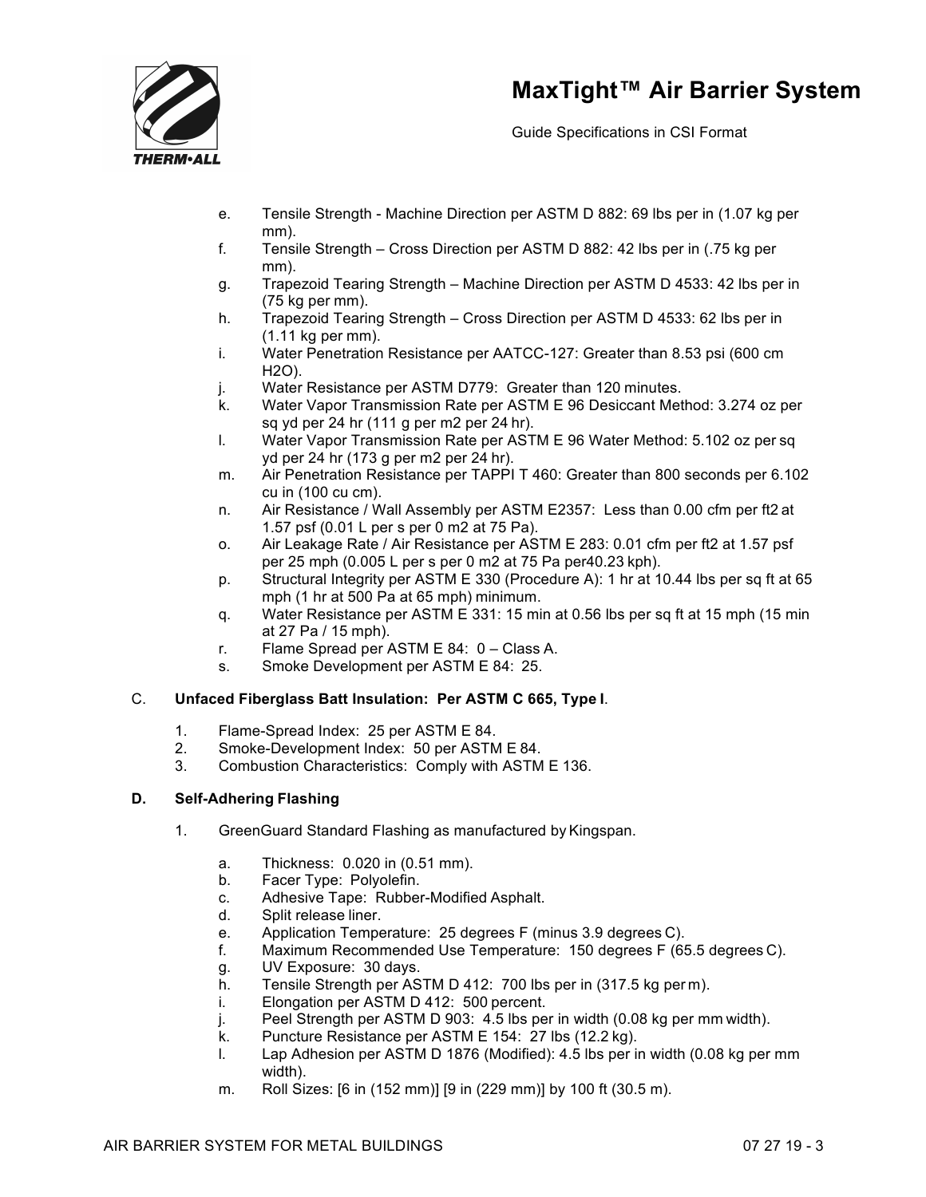e. Tensile Strength - Machine Direction per ASTM D 882: 69 lbs per in (1.07 kg per mm).
f. Tensile Strength – Cross Direction per ASTM D 882: 42 lbs per in (.75 kg per mm).
g. Trapezoid Tearing Strength – Machine Direction per ASTM D 4533: 42 lbs per in (75 kg per mm).
h. Trapezoid Tearing Strength – Cross Direction per ASTM D 4533: 62 lbs per in (1.11 kg per mm).
i. Water Penetration Resistance per AATCC-127: Greater than 8.53 psi (600 cm H2O).
j. Water Resistance per ASTM D779: Greater than 120 minutes.
k. Water Vapor Transmission Rate per ASTM E 96 Desiccant Method: 3.274 oz per sq yd per 24 hr (111 g per m2 per 24 hr).
l. Water Vapor Transmission Rate per ASTM E 96 Water Method: 5.102 oz per sq yd per 24 hr (173 g per m2 per 24 hr).
m. Air Penetration Resistance per TAPPI T 460: Greater than 800 seconds per 6.102 cu in (100 cu cm).
n. Air Resistance / Wall Assembly per ASTM E2357: Less than 0.00 cfm per ft2 at 1.57 psf (0.01 L per s per 0 m2 at 75 Pa).
o. Air Leakage Rate / Air Resistance per ASTM E 283: 0.01 cfm per ft2 at 1.57 psf per 25 mph (0.005 L per s per 0 m2 at 75 Pa per40.23 kph).
p. Structural Integrity per ASTM E 330 (Procedure A): 1 hr at 10.44 lbs per sq ft at 65 mph (1 hr at 500 Pa at 65 mph) minimum.
q. Water Resistance per ASTM E 331: 15 min at 0.56 lbs per sq ft at 15 mph (15 min at 27 Pa / 15 mph).
r. Flame Spread per ASTM E 84: 0 – Class A.
s. Smoke Development per ASTM E 84: 25.

C. **Unfaced Fiberglass Batt Insulation: Per ASTM C 665, Type I**.

1. Flame-Spread Index: 25 per ASTM E 84.
2. Smoke-Development Index: 50 per ASTM E 84.
3. Combustion Characteristics: Comply with ASTM E 136.

**D. Self-Adhering Flashing**

1. GreenGuard Standard Flashing as manufactured by Kingspan.

   a. Thickness: 0.020 in (0.51 mm).
   b. Facer Type: Polyolefin.
   c. Adhesive Tape: Rubber-Modified Asphalt.
   d. Split release liner.
   e. Application Temperature: 25 degrees F (minus 3.9 degrees C).
   f. Maximum Recommended Use Temperature: 150 degrees F (65.5 degrees C).
   g. UV Exposure: 30 days.
   h. Tensile Strength per ASTM D 412: 700 lbs per in (317.5 kg per m).
   i. Elongation per ASTM D 412: 500 percent.
   j. Peel Strength per ASTM D 903: 4.5 lbs per in width (0.08 kg per mm width).
   k. Puncture Resistance per ASTM E 154: 27 lbs (12.2 kg).
   l. Lap Adhesion per ASTM D 1876 (Modified): 4.5 lbs per in width (0.08 kg per mm width).
   m. Roll Sizes: [6 in (152 mm)] [9 in (229 mm)] by 100 ft (30.5 m).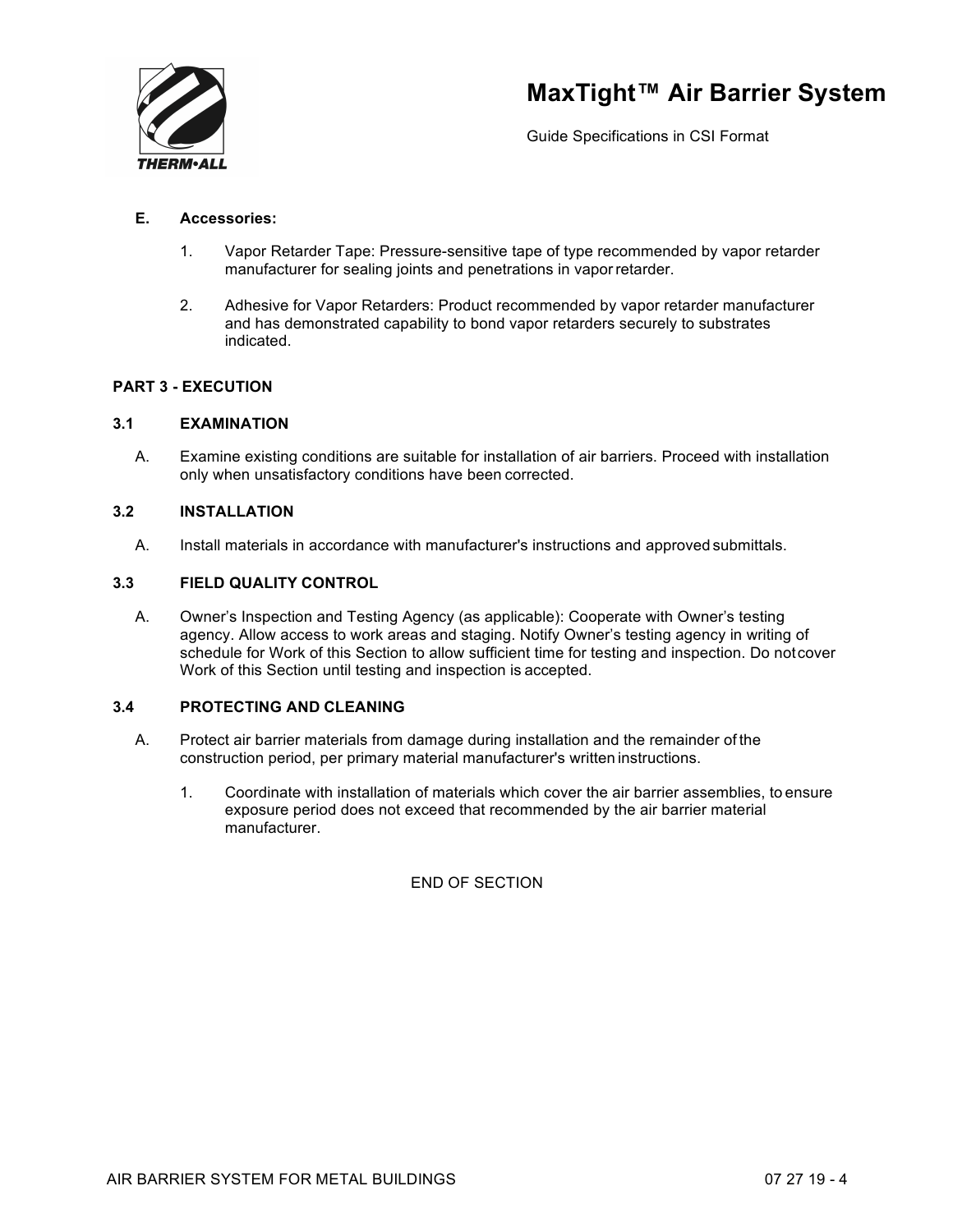**E. Accessories:**

1. Vapor Retarder Tape: Pressure-sensitive tape of type recommended by vapor retarder manufacturer for sealing joints and penetrations in vapor retarder.

2. Adhesive for Vapor Retarders: Product recommended by vapor retarder manufacturer and has demonstrated capability to bond vapor retarders securely to substrates indicated.

## PART 3 - EXECUTION

### 3.1 EXAMINATION

A. Examine existing conditions are suitable for installation of air barriers. Proceed with installation only when unsatisfactory conditions have been corrected.

### 3.2 INSTALLATION

A. Install materials in accordance with manufacturer's instructions and approved submittals.

### 3.3 FIELD QUALITY CONTROL

A. Owner's Inspection and Testing Agency (as applicable): Cooperate with Owner's testing agency. Allow access to work areas and staging. Notify Owner's testing agency in writing of schedule for Work of this Section to allow sufficient time for testing and inspection. Do not cover Work of this Section until testing and inspection is accepted.

### 3.4 PROTECTING AND CLEANING

A. Protect air barrier materials from damage during installation and the remainder of the construction period, per primary material manufacturer's written instructions.

1. Coordinate with installation of materials which cover the air barrier assemblies, to ensure exposure period does not exceed that recommended by the air barrier material manufacturer.

END OF SECTION